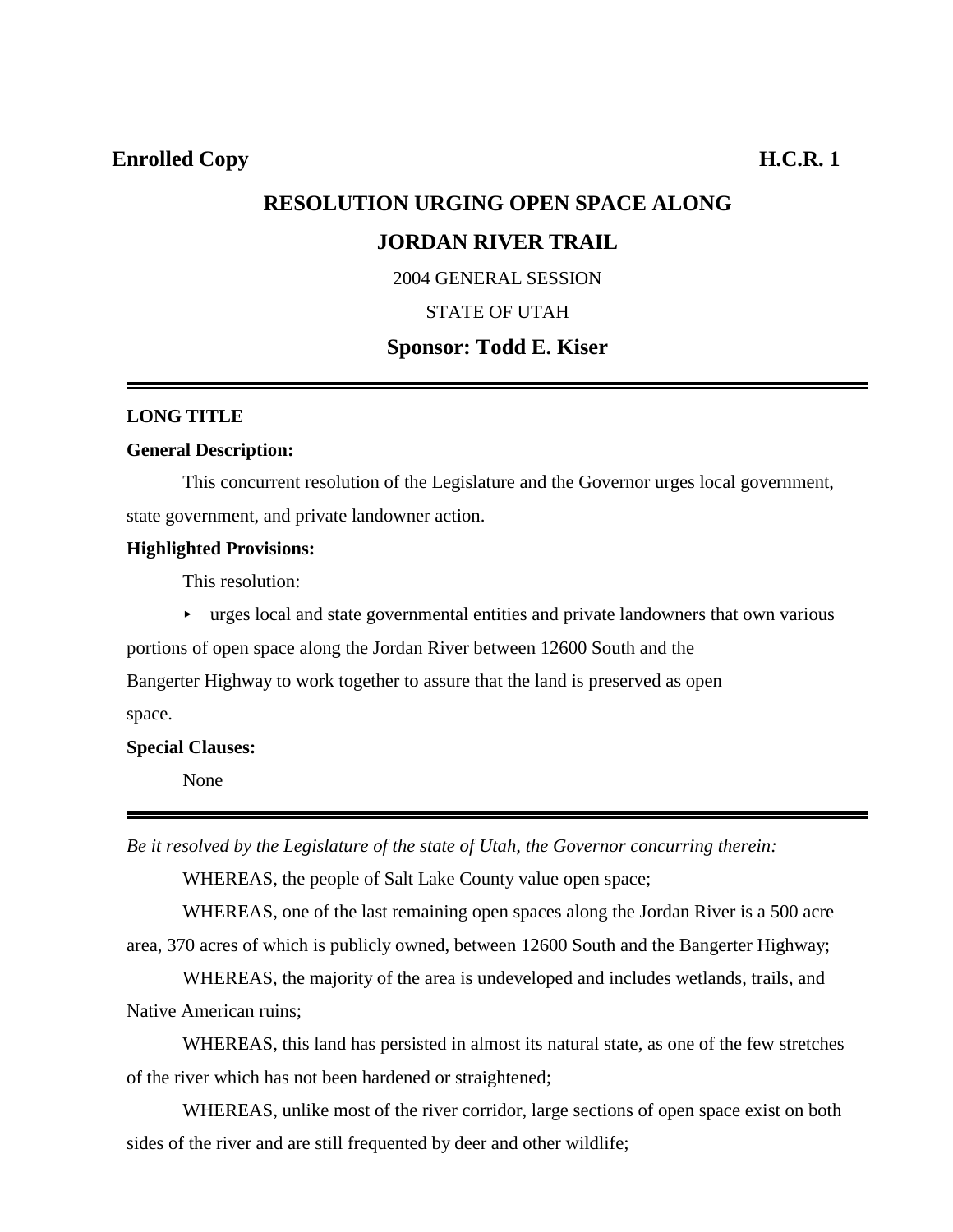**Enrolled Copy** **H.C.R. 1**

# RESOLUTION URGING OPEN SPACE ALONG JORDAN RIVER TRAIL

2004 GENERAL SESSION

STATE OF UTAH

**Sponsor: Todd E. Kiser**

---

**LONG TITLE**

**General Description:**

This concurrent resolution of the Legislature and the Governor urges local government, state government, and private landowner action.

**Highlighted Provisions:**

This resolution:

- urges local and state governmental entities and private landowners that own various portions of open space along the Jordan River between 12600 South and the Bangerter Highway to work together to assure that the land is preserved as open space.

**Special Clauses:**

None

---

*Be it resolved by the Legislature of the state of Utah, the Governor concurring therein:*

WHEREAS, the people of Salt Lake County value open space;

WHEREAS, one of the last remaining open spaces along the Jordan River is a 500 acre area, 370 acres of which is publicly owned, between 12600 South and the Bangerter Highway;

WHEREAS, the majority of the area is undeveloped and includes wetlands, trails, and Native American ruins;

WHEREAS, this land has persisted in almost its natural state, as one of the few stretches of the river which has not been hardened or straightened;

WHEREAS, unlike most of the river corridor, large sections of open space exist on both sides of the river and are still frequented by deer and other wildlife;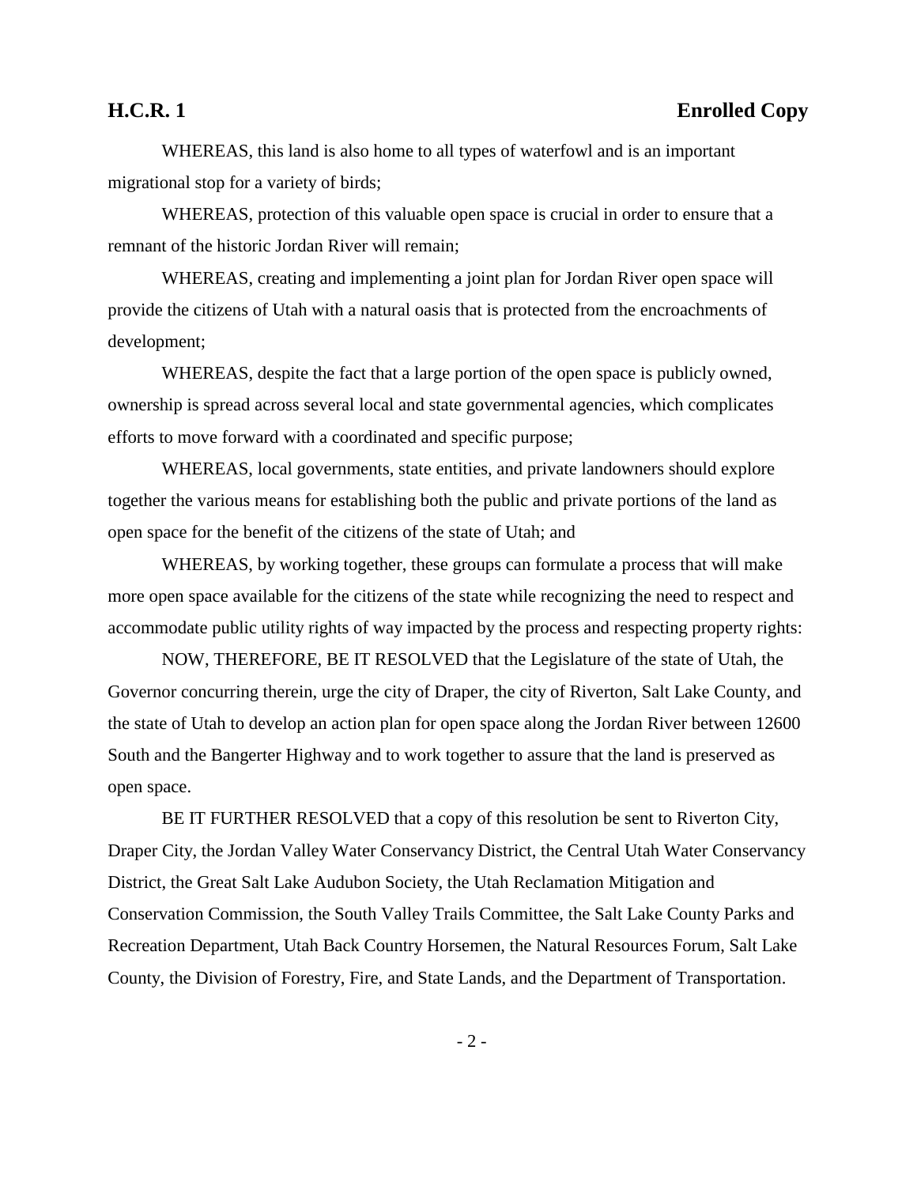WHEREAS, this land is also home to all types of waterfowl and is an important migrational stop for a variety of birds;

WHEREAS, protection of this valuable open space is crucial in order to ensure that a remnant of the historic Jordan River will remain;

WHEREAS, creating and implementing a joint plan for Jordan River open space will provide the citizens of Utah with a natural oasis that is protected from the encroachments of development;

WHEREAS, despite the fact that a large portion of the open space is publicly owned, ownership is spread across several local and state governmental agencies, which complicates efforts to move forward with a coordinated and specific purpose;

WHEREAS, local governments, state entities, and private landowners should explore together the various means for establishing both the public and private portions of the land as open space for the benefit of the citizens of the state of Utah; and

WHEREAS, by working together, these groups can formulate a process that will make more open space available for the citizens of the state while recognizing the need to respect and accommodate public utility rights of way impacted by the process and respecting property rights:

NOW, THEREFORE, BE IT RESOLVED that the Legislature of the state of Utah, the Governor concurring therein, urge the city of Draper, the city of Riverton, Salt Lake County, and the state of Utah to develop an action plan for open space along the Jordan River between 12600 South and the Bangerter Highway and to work together to assure that the land is preserved as open space.

BE IT FURTHER RESOLVED that a copy of this resolution be sent to Riverton City, Draper City, the Jordan Valley Water Conservancy District, the Central Utah Water Conservancy District, the Great Salt Lake Audubon Society, the Utah Reclamation Mitigation and Conservation Commission, the South Valley Trails Committee, the Salt Lake County Parks and Recreation Department, Utah Back Country Horsemen, the Natural Resources Forum, Salt Lake County, the Division of Forestry, Fire, and State Lands, and the Department of Transportation.